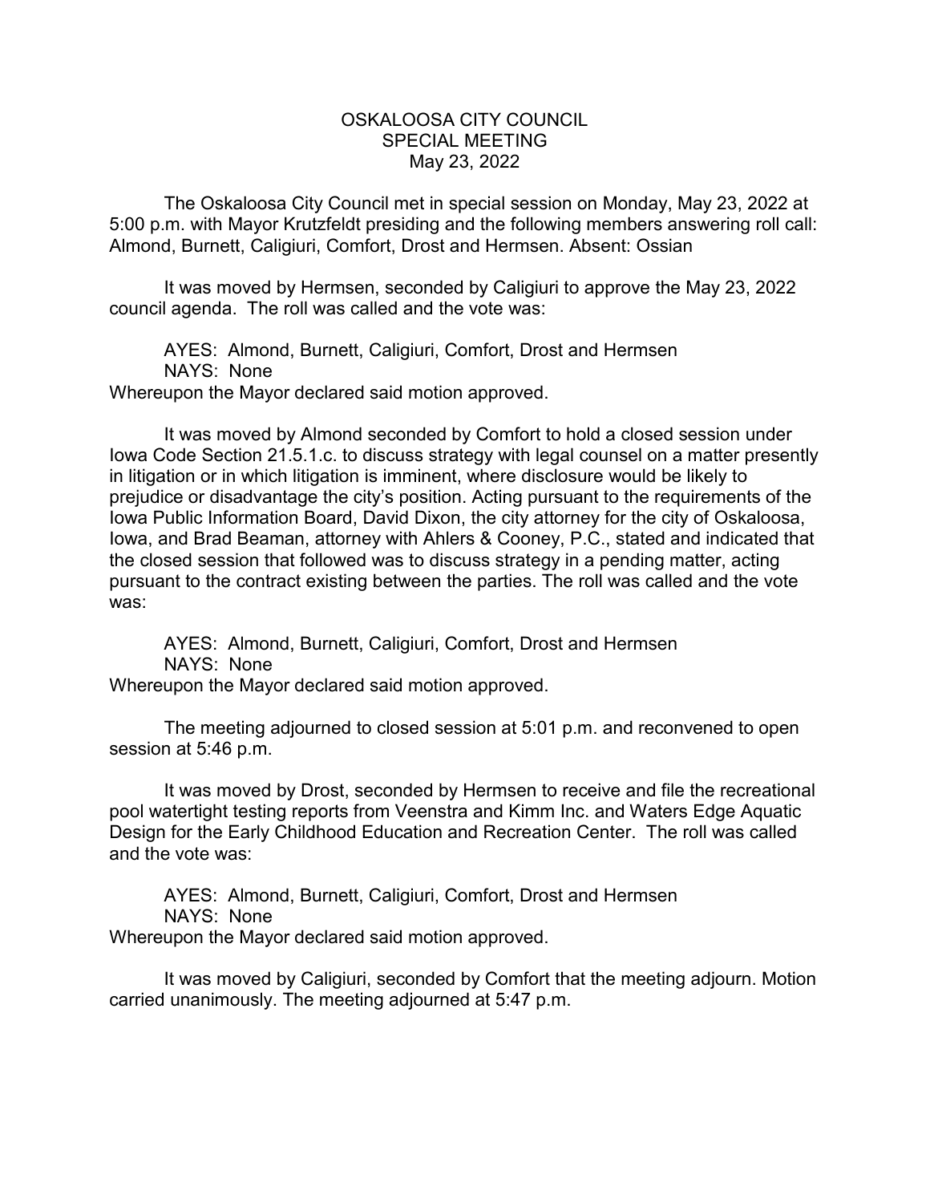# OSKALOOSA CITY COUNCIL
## SPECIAL MEETING
### May 23, 2022

The Oskaloosa City Council met in special session on Monday, May 23, 2022 at 5:00 p.m. with Mayor Krutzfeldt presiding and the following members answering roll call: Almond, Burnett, Caligiuri, Comfort, Drost and Hermsen. Absent: Ossian

It was moved by Hermsen, seconded by Caligiuri to approve the May 23, 2022 council agenda. The roll was called and the vote was:

AYES: Almond, Burnett, Caligiuri, Comfort, Drost and Hermsen
NAYS: None
Whereupon the Mayor declared said motion approved.

It was moved by Almond seconded by Comfort to hold a closed session under Iowa Code Section 21.5.1.c. to discuss strategy with legal counsel on a matter presently in litigation or in which litigation is imminent, where disclosure would be likely to prejudice or disadvantage the city's position. Acting pursuant to the requirements of the Iowa Public Information Board, David Dixon, the city attorney for the city of Oskaloosa, Iowa, and Brad Beaman, attorney with Ahlers & Cooney, P.C., stated and indicated that the closed session that followed was to discuss strategy in a pending matter, acting pursuant to the contract existing between the parties. The roll was called and the vote was:

AYES: Almond, Burnett, Caligiuri, Comfort, Drost and Hermsen
NAYS: None
Whereupon the Mayor declared said motion approved.

The meeting adjourned to closed session at 5:01 p.m. and reconvened to open session at 5:46 p.m.

It was moved by Drost, seconded by Hermsen to receive and file the recreational pool watertight testing reports from Veenstra and Kimm Inc. and Waters Edge Aquatic Design for the Early Childhood Education and Recreation Center. The roll was called and the vote was:

AYES: Almond, Burnett, Caligiuri, Comfort, Drost and Hermsen
NAYS: None
Whereupon the Mayor declared said motion approved.

It was moved by Caligiuri, seconded by Comfort that the meeting adjourn. Motion carried unanimously. The meeting adjourned at 5:47 p.m.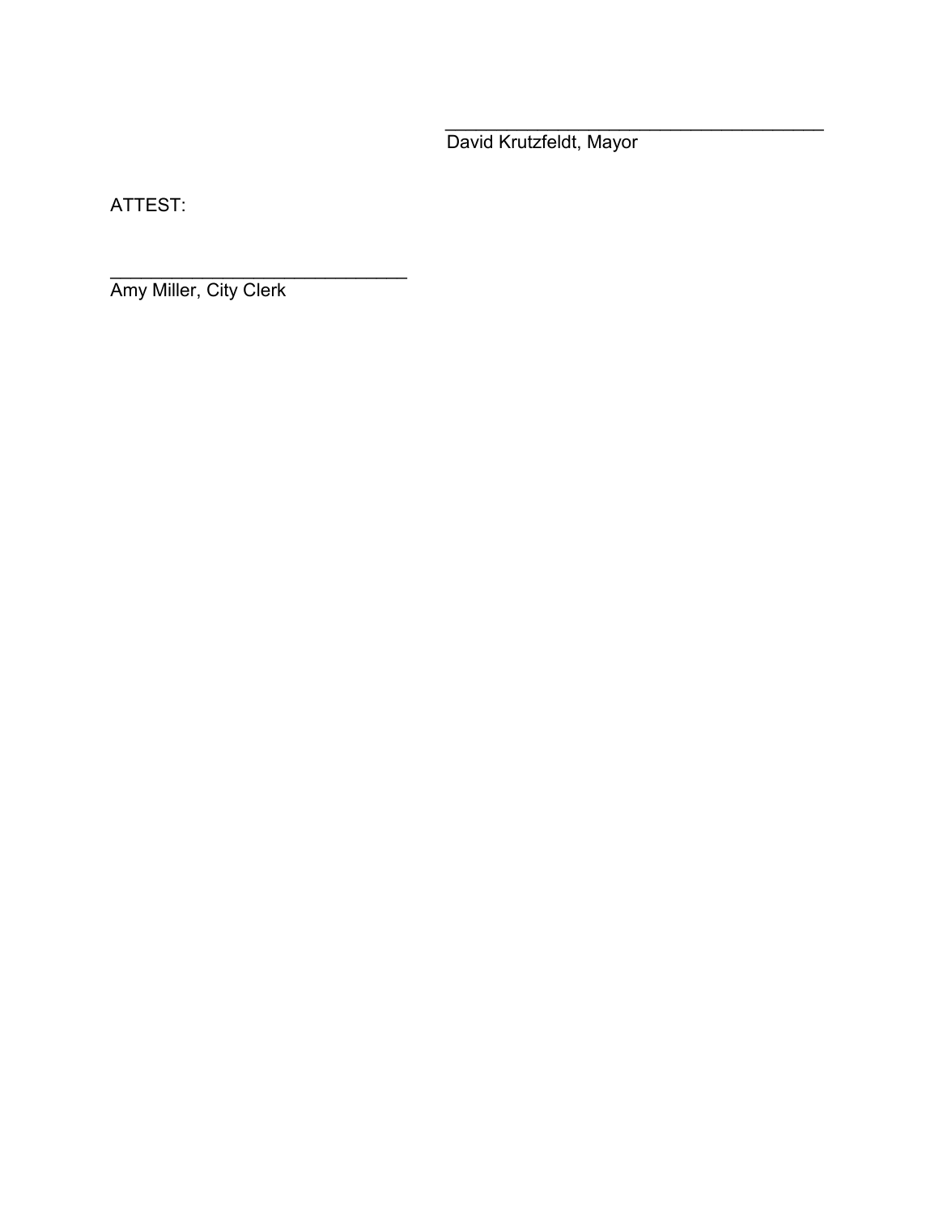\_\_\_\_\_\_\_\_\_\_\_\_\_\_\_\_\_\_\_\_\_\_\_\_\_\_\_\_\_\_\_\_\_\_\_\_\_\_\_\_
David Krutzfeldt, Mayor

ATTEST:

\_\_\_\_\_\_\_\_\_\_\_\_\_\_\_\_\_\_\_\_\_\_\_\_\_\_\_\_\_\_\_\_
Amy Miller, City Clerk